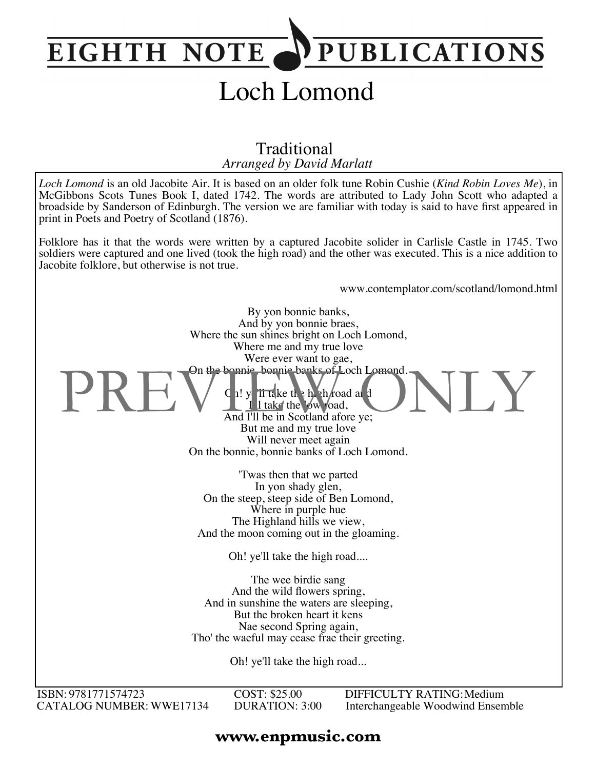# EIGHTH NOTE PUBLICATIONS

# Loch Lomond

Traditional
*Arranged by David Marlatt*

*Loch Lomond* is an old Jacobite Air. It is based on an older folk tune Robin Cushie (*Kind Robin Loves Me*), in McGibbons Scots Tunes Book I, dated 1742. The words are attributed to Lady John Scott who adapted a broadside by Sanderson of Edinburgh. The version we are familiar with today is said to have first appeared in print in Poets and Poetry of Scotland (1876).

Folklore has it that the words were written by a captured Jacobite solider in Carlisle Castle in 1745. Two soldiers were captured and one lived (took the high road) and the other was executed. This is a nice addition to Jacobite folklore, but otherwise is not true.

www.contemplator.com/scotland/lomond.html

By yon bonnie banks,
And by yon bonnie braes,
Where the sun shines bright on Loch Lomond,
Where me and my true love
Were ever want to gae,
On the bonnie, bonnie banks of Loch Lomond.

Oh! ye'll take the high road and
I'll take the low road,
And I'll be in Scotland afore ye;
But me and my true love
Will never meet again
On the bonnie, bonnie banks of Loch Lomond.

'Twas then that we parted
In yon shady glen,
On the steep, steep side of Ben Lomond,
Where in purple hue
The Highland hills we view,
And the moon coming out in the gloaming.

Oh! ye'll take the high road....

The wee birdie sang
And the wild flowers spring,
And in sunshine the waters are sleeping,
But the broken heart it kens
Nae second Spring again,
Tho' the waeful may cease frae their greeting.

Oh! ye'll take the high road...

PREVIEW ONLY

ISBN: 9781771574723 | COST: $25.00 | DIFFICULTY RATING: Medium
CATALOG NUMBER: WWE17134 | DURATION: 3:00 | Interchangeable Woodwind Ensemble

**www.enpmusic.com**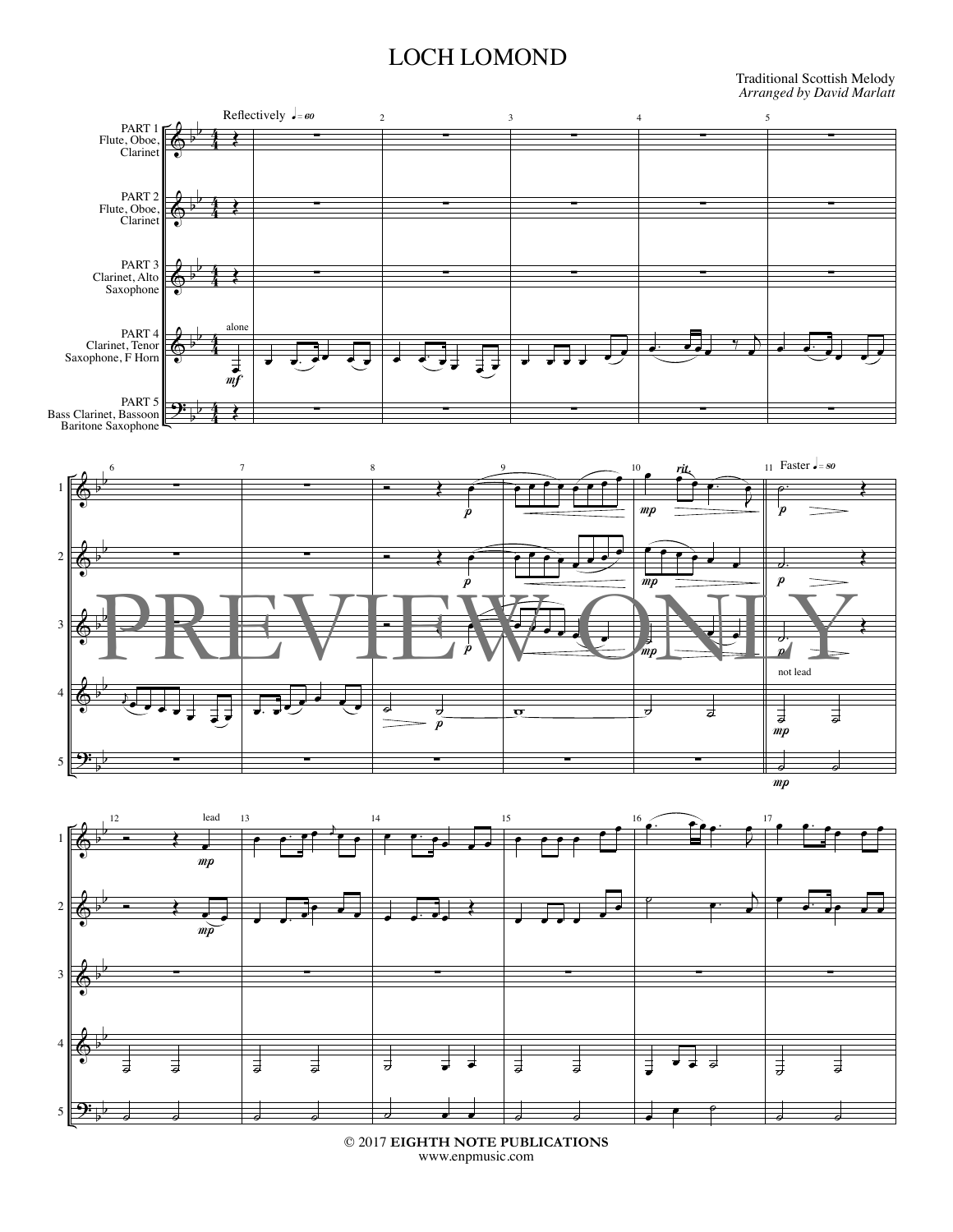# LOCH LOMOND

Traditional Scottish Melody
*Arranged by David Marlatt*

© 2017 **EIGHTH NOTE PUBLICATIONS**
www.enpmusic.com